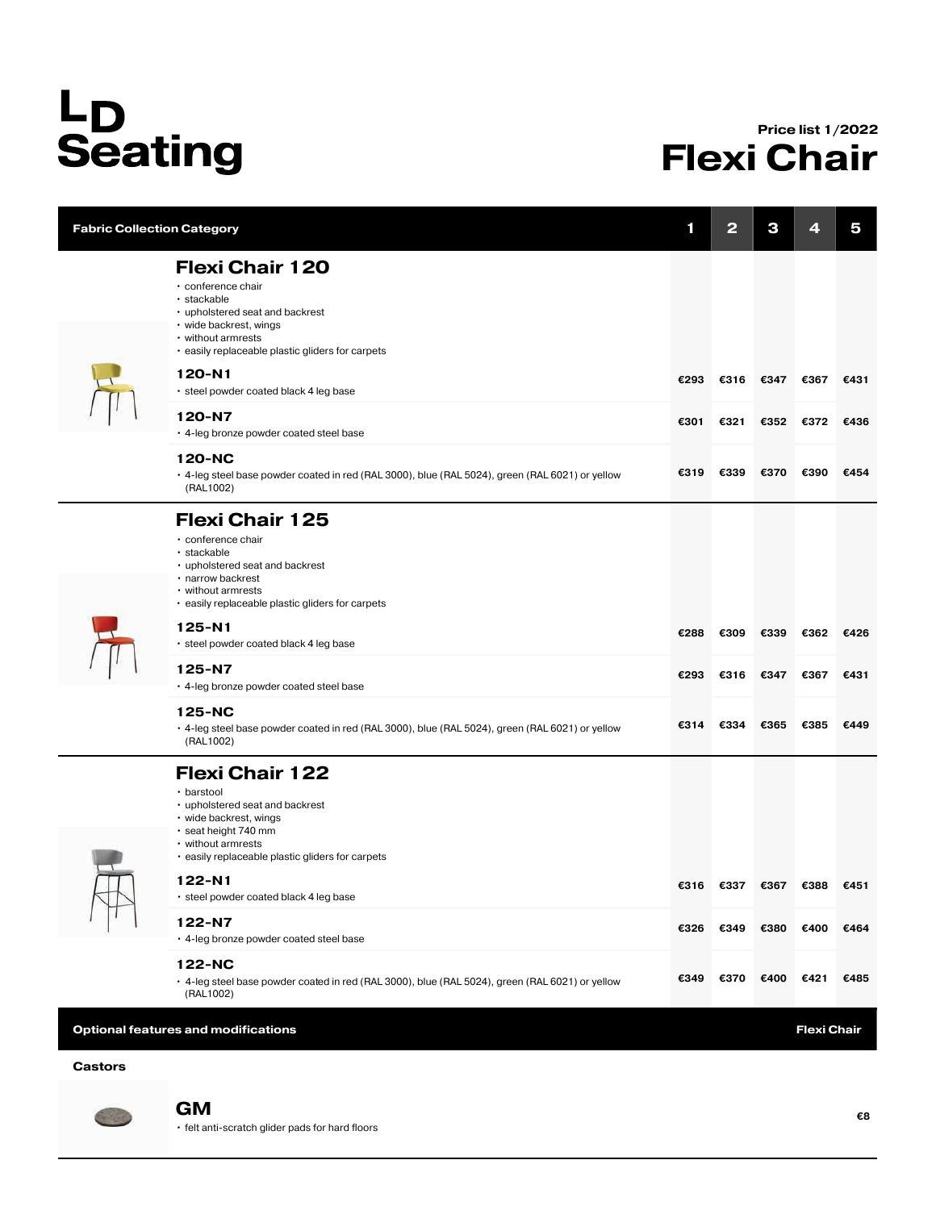# LD Seating

**Price list 1/2022**

# Flexi Chair

| Fabric Collection Category | 1 | 2 | 3 | 4 | 5 |
|---|---|---|---|---|---|
| **Flexi Chair 120**<br>• conference chair<br>• stackable<br>• upholstered seat and backrest<br>• wide backrest, wings<br>• without armrests<br>• easily replaceable plastic gliders for carpets | | | | | |
| **120-N1**<br>• steel powder coated black 4 leg base | €293 | €316 | €347 | €367 | €431 |
| **120-N7**<br>• 4-leg bronze powder coated steel base | €301 | €321 | €352 | €372 | €436 |
| **120-NC**<br>• 4-leg steel base powder coated in red (RAL 3000), blue (RAL 5024), green (RAL 6021) or yellow (RAL1002) | €319 | €339 | €370 | €390 | €454 |
| **Flexi Chair 125**<br>• conference chair<br>• stackable<br>• upholstered seat and backrest<br>• narrow backrest<br>• without armrests<br>• easily replaceable plastic gliders for carpets | | | | | |
| **125-N1**<br>• steel powder coated black 4 leg base | €288 | €309 | €339 | €362 | €426 |
| **125-N7**<br>• 4-leg bronze powder coated steel base | €293 | €316 | €347 | €367 | €431 |
| **125-NC**<br>• 4-leg steel base powder coated in red (RAL 3000), blue (RAL 5024), green (RAL 6021) or yellow (RAL1002) | €314 | €334 | €365 | €385 | €449 |
| **Flexi Chair 122**<br>• barstool<br>• upholstered seat and backrest<br>• wide backrest, wings<br>• seat height 740 mm<br>• without armrests<br>• easily replaceable plastic gliders for carpets | | | | | |
| **122-N1**<br>• steel powder coated black 4 leg base | €316 | €337 | €367 | €388 | €451 |
| **122-N7**<br>• 4-leg bronze powder coated steel base | €326 | €349 | €380 | €400 | €464 |
| **122-NC**<br>• 4-leg steel base powder coated in red (RAL 3000), blue (RAL 5024), green (RAL 6021) or yellow (RAL1002) | €349 | €370 | €400 | €421 | €485 |

| Optional features and modifications | Flexi Chair |
|---|---|
| **Castors** | |
| **GM**<br>• felt anti-scratch glider pads for hard floors | €8 |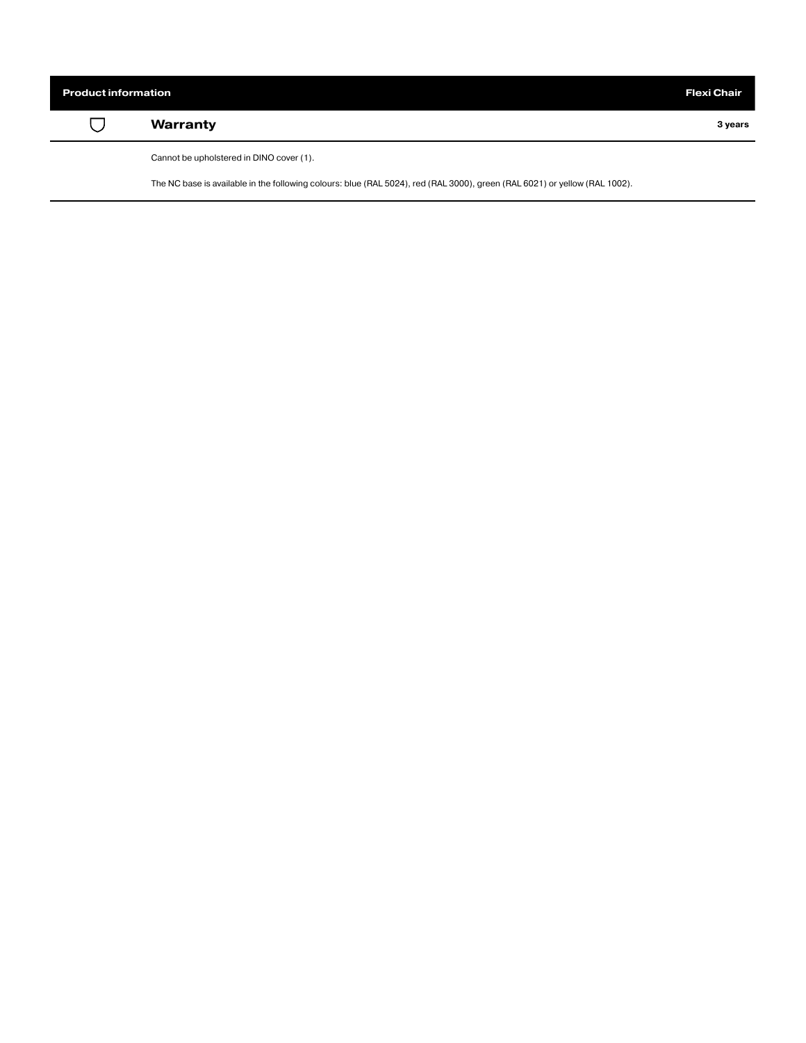## Warranty

3 years

Cannot be upholstered in DINO cover (1).

The NC base is available in the following colours: blue (RAL 5024), red (RAL 3000), green (RAL 6021) or yellow (RAL 1002).